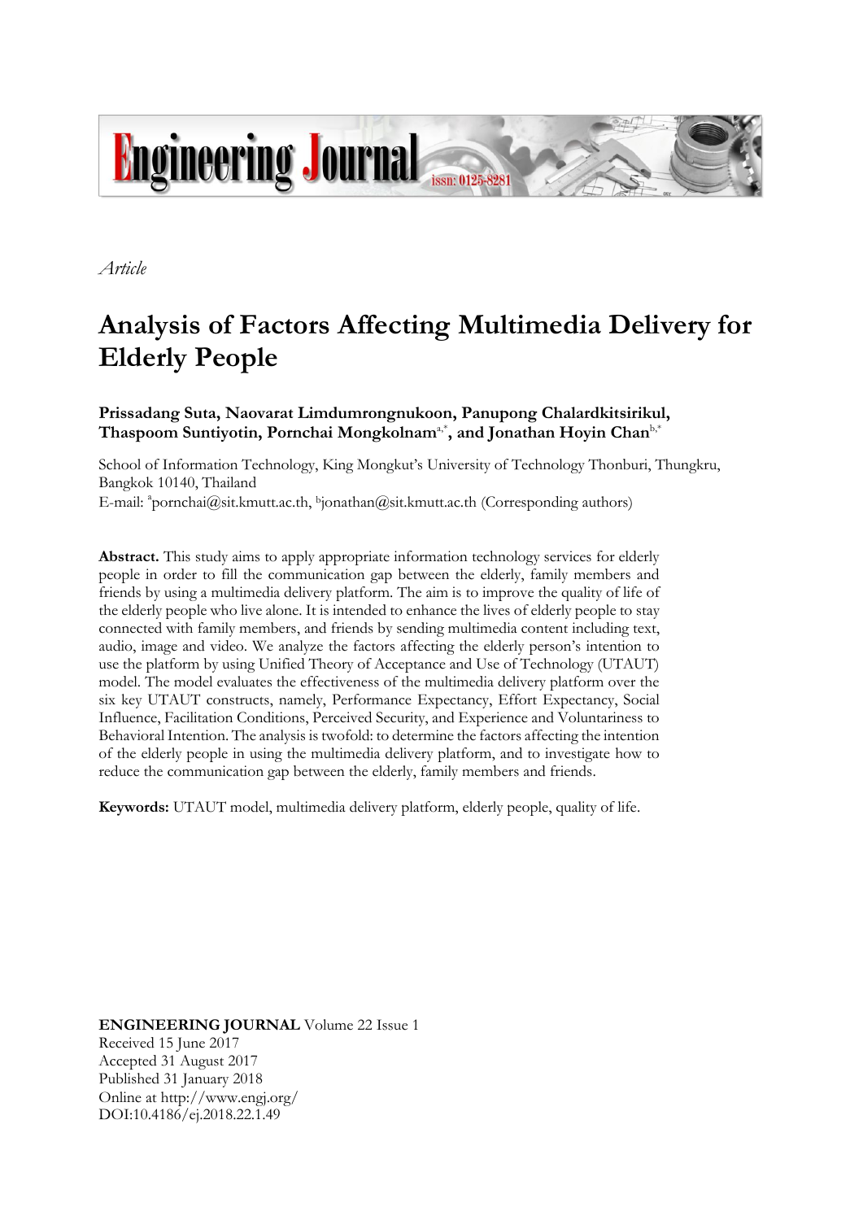*Article*

# Analysis of Factors Affecting Multimedia Delivery for Elderly People

**Prissadang Suta, Naovarat Limdumrongnukoon, Panupong Chalardkitsirikul, Thaspoom Suntiyotin, Pornchai Mongkolnam[a,*], and Jonathan Hoyin Chan[b,*]**

School of Information Technology, King Mongkut's University of Technology Thonburi, Thungkru, Bangkok 10140, Thailand

E-mail: [a]pornchai@sit.kmutt.ac.th, [b]jonathan@sit.kmutt.ac.th (Corresponding authors)

**Abstract.** This study aims to apply appropriate information technology services for elderly people in order to fill the communication gap between the elderly, family members and friends by using a multimedia delivery platform. The aim is to improve the quality of life of the elderly people who live alone. It is intended to enhance the lives of elderly people to stay connected with family members, and friends by sending multimedia content including text, audio, image and video. We analyze the factors affecting the elderly person's intention to use the platform by using Unified Theory of Acceptance and Use of Technology (UTAUT) model. The model evaluates the effectiveness of the multimedia delivery platform over the six key UTAUT constructs, namely, Performance Expectancy, Effort Expectancy, Social Influence, Facilitation Conditions, Perceived Security, and Experience and Voluntariness to Behavioral Intention. The analysis is twofold: to determine the factors affecting the intention of the elderly people in using the multimedia delivery platform, and to investigate how to reduce the communication gap between the elderly, family members and friends.

**Keywords:** UTAUT model, multimedia delivery platform, elderly people, quality of life.

**ENGINEERING JOURNAL** Volume 22 Issue 1
Received 15 June 2017
Accepted 31 August 2017
Published 31 January 2018
Online at http://www.engj.org/
DOI:10.4186/ej.2018.22.1.49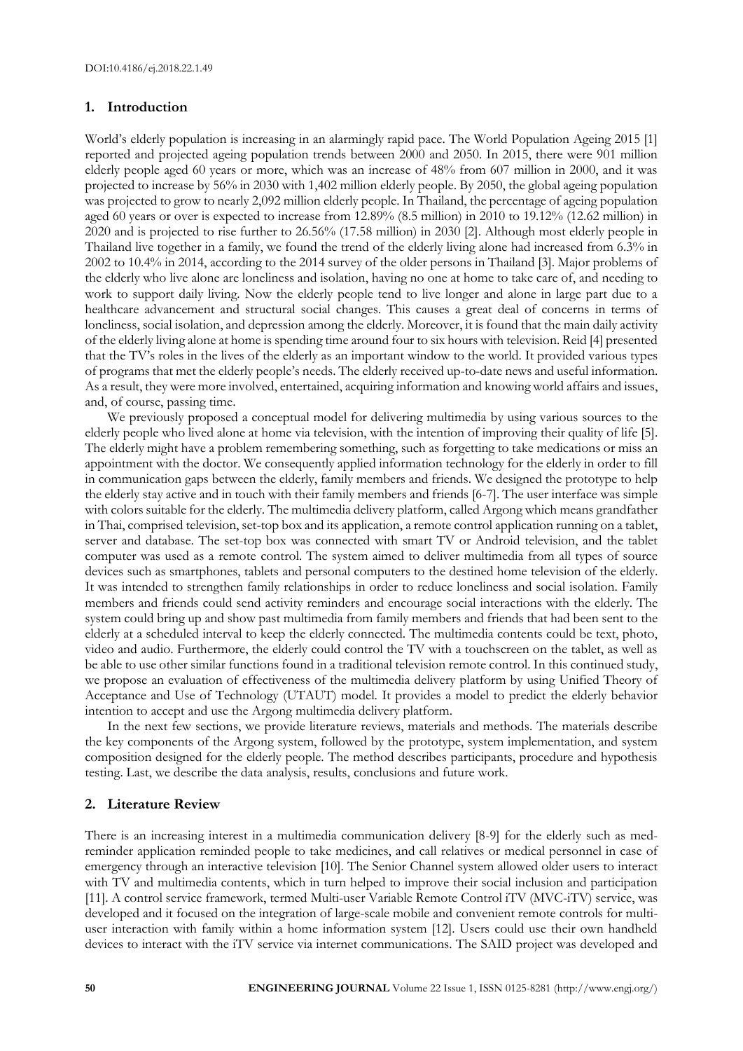## 1. Introduction

World's elderly population is increasing in an alarmingly rapid pace. The World Population Ageing 2015 [1] reported and projected ageing population trends between 2000 and 2050. In 2015, there were 901 million elderly people aged 60 years or more, which was an increase of 48% from 607 million in 2000, and it was projected to increase by 56% in 2030 with 1,402 million elderly people. By 2050, the global ageing population was projected to grow to nearly 2,092 million elderly people. In Thailand, the percentage of ageing population aged 60 years or over is expected to increase from 12.89% (8.5 million) in 2010 to 19.12% (12.62 million) in 2020 and is projected to rise further to 26.56% (17.58 million) in 2030 [2]. Although most elderly people in Thailand live together in a family, we found the trend of the elderly living alone had increased from 6.3% in 2002 to 10.4% in 2014, according to the 2014 survey of the older persons in Thailand [3]. Major problems of the elderly who live alone are loneliness and isolation, having no one at home to take care of, and needing to work to support daily living. Now the elderly people tend to live longer and alone in large part due to a healthcare advancement and structural social changes. This causes a great deal of concerns in terms of loneliness, social isolation, and depression among the elderly. Moreover, it is found that the main daily activity of the elderly living alone at home is spending time around four to six hours with television. Reid [4] presented that the TV's roles in the lives of the elderly as an important window to the world. It provided various types of programs that met the elderly people's needs. The elderly received up-to-date news and useful information. As a result, they were more involved, entertained, acquiring information and knowing world affairs and issues, and, of course, passing time.

We previously proposed a conceptual model for delivering multimedia by using various sources to the elderly people who lived alone at home via television, with the intention of improving their quality of life [5]. The elderly might have a problem remembering something, such as forgetting to take medications or miss an appointment with the doctor. We consequently applied information technology for the elderly in order to fill in communication gaps between the elderly, family members and friends. We designed the prototype to help the elderly stay active and in touch with their family members and friends [6-7]. The user interface was simple with colors suitable for the elderly. The multimedia delivery platform, called Argong which means grandfather in Thai, comprised television, set-top box and its application, a remote control application running on a tablet, server and database. The set-top box was connected with smart TV or Android television, and the tablet computer was used as a remote control. The system aimed to deliver multimedia from all types of source devices such as smartphones, tablets and personal computers to the destined home television of the elderly. It was intended to strengthen family relationships in order to reduce loneliness and social isolation. Family members and friends could send activity reminders and encourage social interactions with the elderly. The system could bring up and show past multimedia from family members and friends that had been sent to the elderly at a scheduled interval to keep the elderly connected. The multimedia contents could be text, photo, video and audio. Furthermore, the elderly could control the TV with a touchscreen on the tablet, as well as be able to use other similar functions found in a traditional television remote control. In this continued study, we propose an evaluation of effectiveness of the multimedia delivery platform by using Unified Theory of Acceptance and Use of Technology (UTAUT) model. It provides a model to predict the elderly behavior intention to accept and use the Argong multimedia delivery platform.

In the next few sections, we provide literature reviews, materials and methods. The materials describe the key components of the Argong system, followed by the prototype, system implementation, and system composition designed for the elderly people. The method describes participants, procedure and hypothesis testing. Last, we describe the data analysis, results, conclusions and future work.

## 2. Literature Review

There is an increasing interest in a multimedia communication delivery [8-9] for the elderly such as med-reminder application reminded people to take medicines, and call relatives or medical personnel in case of emergency through an interactive television [10]. The Senior Channel system allowed older users to interact with TV and multimedia contents, which in turn helped to improve their social inclusion and participation [11]. A control service framework, termed Multi-user Variable Remote Control iTV (MVC-iTV) service, was developed and it focused on the integration of large-scale mobile and convenient remote controls for multi-user interaction with family within a home information system [12]. Users could use their own handheld devices to interact with the iTV service via internet communications. The SAID project was developed and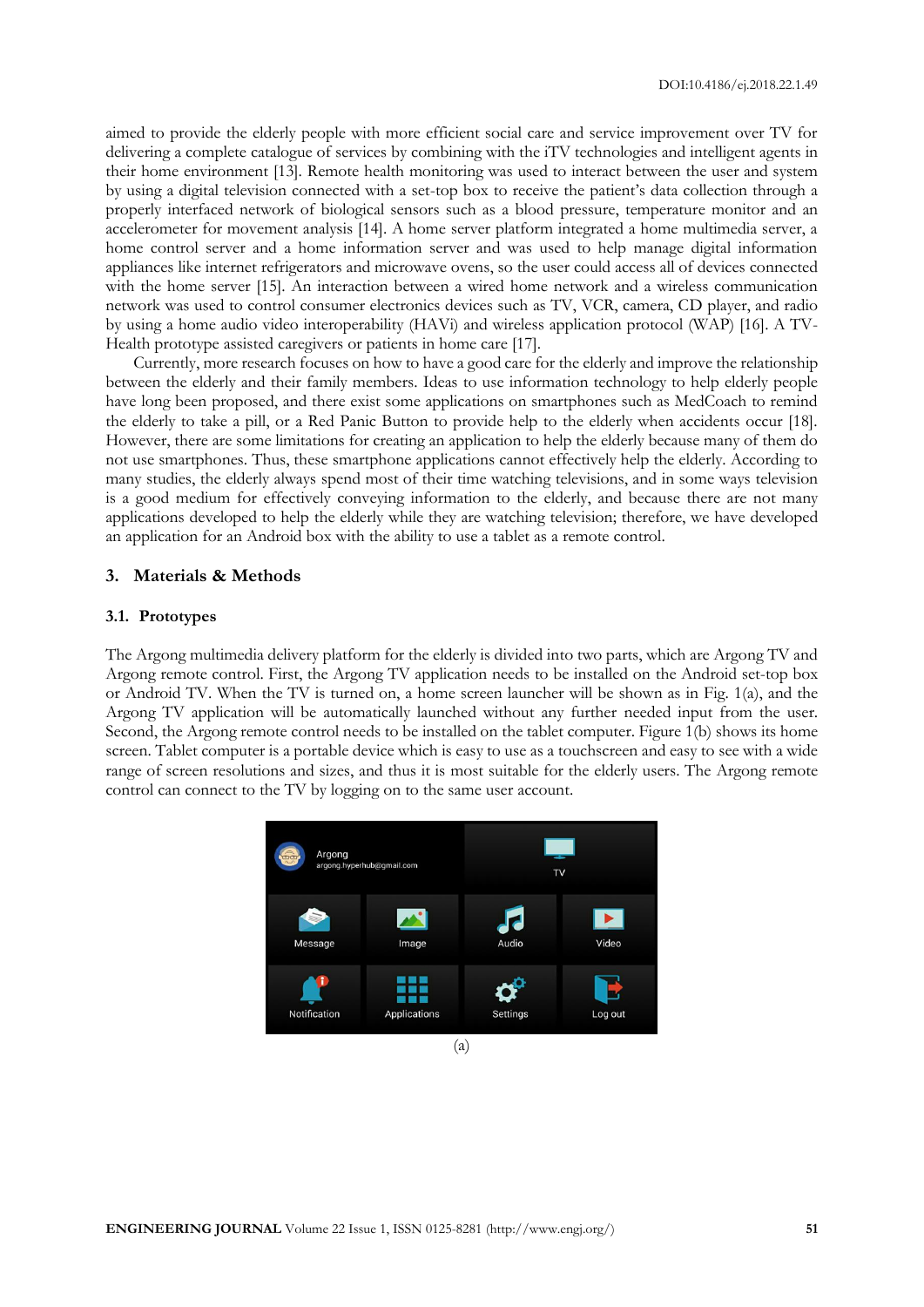aimed to provide the elderly people with more efficient social care and service improvement over TV for delivering a complete catalogue of services by combining with the iTV technologies and intelligent agents in their home environment [13]. Remote health monitoring was used to interact between the user and system by using a digital television connected with a set-top box to receive the patient's data collection through a properly interfaced network of biological sensors such as a blood pressure, temperature monitor and an accelerometer for movement analysis [14]. A home server platform integrated a home multimedia server, a home control server and a home information server and was used to help manage digital information appliances like internet refrigerators and microwave ovens, so the user could access all of devices connected with the home server [15]. An interaction between a wired home network and a wireless communication network was used to control consumer electronics devices such as TV, VCR, camera, CD player, and radio by using a home audio video interoperability (HAVi) and wireless application protocol (WAP) [16]. A TV-Health prototype assisted caregivers or patients in home care [17].

Currently, more research focuses on how to have a good care for the elderly and improve the relationship between the elderly and their family members. Ideas to use information technology to help elderly people have long been proposed, and there exist some applications on smartphones such as MedCoach to remind the elderly to take a pill, or a Red Panic Button to provide help to the elderly when accidents occur [18]. However, there are some limitations for creating an application to help the elderly because many of them do not use smartphones. Thus, these smartphone applications cannot effectively help the elderly. According to many studies, the elderly always spend most of their time watching televisions, and in some ways television is a good medium for effectively conveying information to the elderly, and because there are not many applications developed to help the elderly while they are watching television; therefore, we have developed an application for an Android box with the ability to use a tablet as a remote control.

## 3. Materials & Methods

### 3.1. Prototypes

The Argong multimedia delivery platform for the elderly is divided into two parts, which are Argong TV and Argong remote control. First, the Argong TV application needs to be installed on the Android set-top box or Android TV. When the TV is turned on, a home screen launcher will be shown as in Fig. 1(a), and the Argong TV application will be automatically launched without any further needed input from the user. Second, the Argong remote control needs to be installed on the tablet computer. Figure 1(b) shows its home screen. Tablet computer is a portable device which is easy to use as a touchscreen and easy to see with a wide range of screen resolutions and sizes, and thus it is most suitable for the elderly users. The Argong remote control can connect to the TV by logging on to the same user account.

(a)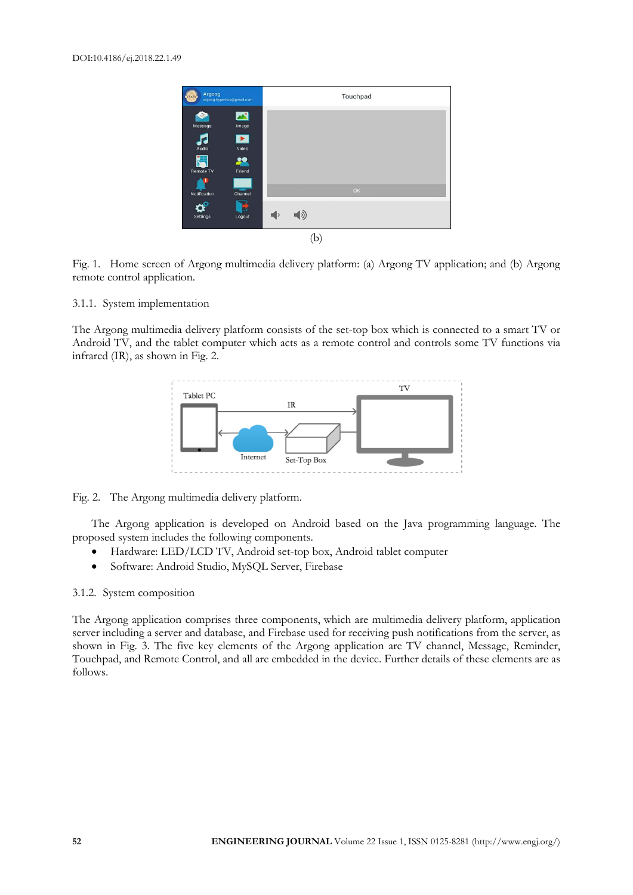(b)

Fig. 1. Home screen of Argong multimedia delivery platform: (a) Argong TV application; and (b) Argong remote control application.

### 3.1.1. System implementation

The Argong multimedia delivery platform consists of the set-top box which is connected to a smart TV or Android TV, and the tablet computer which acts as a remote control and controls some TV functions via infrared (IR), as shown in Fig. 2.

Fig. 2. The Argong multimedia delivery platform.

The Argong application is developed on Android based on the Java programming language. The proposed system includes the following components.

- Hardware: LED/LCD TV, Android set-top box, Android tablet computer
- Software: Android Studio, MySQL Server, Firebase

### 3.1.2. System composition

The Argong application comprises three components, which are multimedia delivery platform, application server including a server and database, and Firebase used for receiving push notifications from the server, as shown in Fig. 3. The five key elements of the Argong application are TV channel, Message, Reminder, Touchpad, and Remote Control, and all are embedded in the device. Further details of these elements are as follows.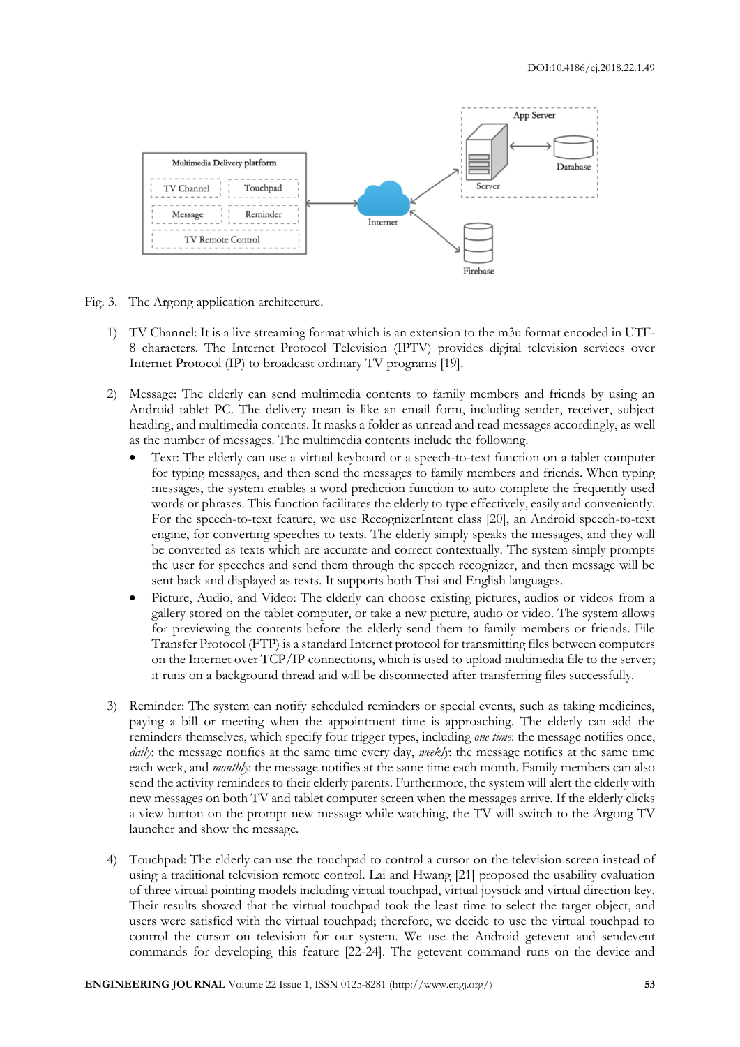Fig. 3. The Argong application architecture.

1) TV Channel: It is a live streaming format which is an extension to the m3u format encoded in UTF-8 characters. The Internet Protocol Television (IPTV) provides digital television services over Internet Protocol (IP) to broadcast ordinary TV programs [19].

2) Message: The elderly can send multimedia contents to family members and friends by using an Android tablet PC. The delivery mean is like an email form, including sender, receiver, subject heading, and multimedia contents. It masks a folder as unread and read messages accordingly, as well as the number of messages. The multimedia contents include the following.
   - Text: The elderly can use a virtual keyboard or a speech-to-text function on a tablet computer for typing messages, and then send the messages to family members and friends. When typing messages, the system enables a word prediction function to auto complete the frequently used words or phrases. This function facilitates the elderly to type effectively, easily and conveniently. For the speech-to-text feature, we use RecognizerIntent class [20], an Android speech-to-text engine, for converting speeches to texts. The elderly simply speaks the messages, and they will be converted as texts which are accurate and correct contextually. The system simply prompts the user for speeches and send them through the speech recognizer, and then message will be sent back and displayed as texts. It supports both Thai and English languages.
   - Picture, Audio, and Video: The elderly can choose existing pictures, audios or videos from a gallery stored on the tablet computer, or take a new picture, audio or video. The system allows for previewing the contents before the elderly send them to family members or friends. File Transfer Protocol (FTP) is a standard Internet protocol for transmitting files between computers on the Internet over TCP/IP connections, which is used to upload multimedia file to the server; it runs on a background thread and will be disconnected after transferring files successfully.

3) Reminder: The system can notify scheduled reminders or special events, such as taking medicines, paying a bill or meeting when the appointment time is approaching. The elderly can add the reminders themselves, which specify four trigger types, including *one time*: the message notifies once, *daily*: the message notifies at the same time every day, *weekly*: the message notifies at the same time each week, and *monthly*: the message notifies at the same time each month. Family members can also send the activity reminders to their elderly parents. Furthermore, the system will alert the elderly with new messages on both TV and tablet computer screen when the messages arrive. If the elderly clicks a view button on the prompt new message while watching, the TV will switch to the Argong TV launcher and show the message.

4) Touchpad: The elderly can use the touchpad to control a cursor on the television screen instead of using a traditional television remote control. Lai and Hwang [21] proposed the usability evaluation of three virtual pointing models including virtual touchpad, virtual joystick and virtual direction key. Their results showed that the virtual touchpad took the least time to select the target object, and users were satisfied with the virtual touchpad; therefore, we decide to use the virtual touchpad to control the cursor on television for our system. We use the Android getevent and sendevent commands for developing this feature [22-24]. The getevent command runs on the device and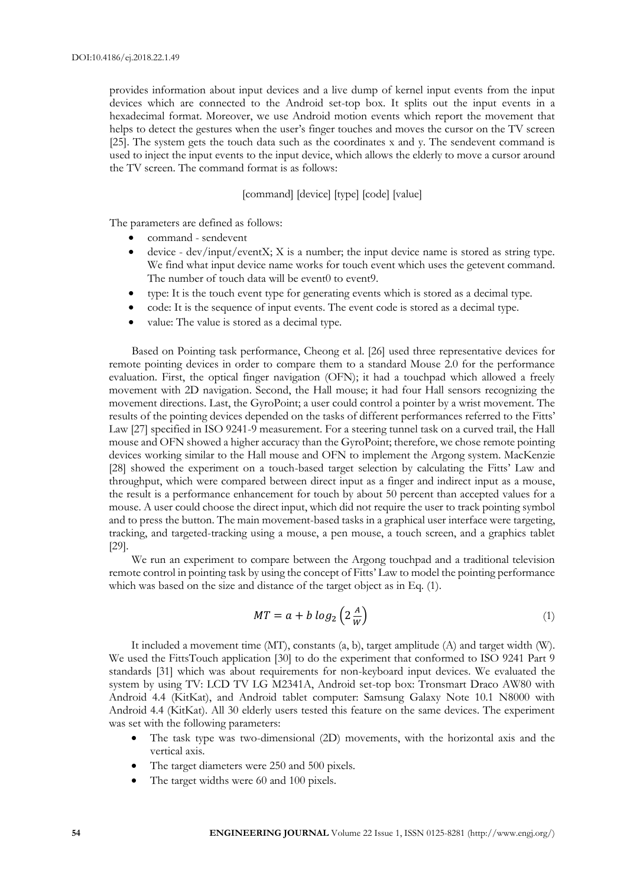provides information about input devices and a live dump of kernel input events from the input devices which are connected to the Android set-top box. It splits out the input events in a hexadecimal format. Moreover, we use Android motion events which report the movement that helps to detect the gestures when the user's finger touches and moves the cursor on the TV screen [25]. The system gets the touch data such as the coordinates x and y. The sendevent command is used to inject the input events to the input device, which allows the elderly to move a cursor around the TV screen. The command format is as follows:

[command] [device] [type] [code] [value]

The parameters are defined as follows:

- command - sendevent
- device - dev/input/eventX; X is a number; the input device name is stored as string type. We find what input device name works for touch event which uses the getevent command. The number of touch data will be event0 to event9.
- type: It is the touch event type for generating events which is stored as a decimal type.
- code: It is the sequence of input events. The event code is stored as a decimal type.
- value: The value is stored as a decimal type.

Based on Pointing task performance, Cheong et al. [26] used three representative devices for remote pointing devices in order to compare them to a standard Mouse 2.0 for the performance evaluation. First, the optical finger navigation (OFN); it had a touchpad which allowed a freely movement with 2D navigation. Second, the Hall mouse; it had four Hall sensors recognizing the movement directions. Last, the GyroPoint; a user could control a pointer by a wrist movement. The results of the pointing devices depended on the tasks of different performances referred to the Fitts' Law [27] specified in ISO 9241-9 measurement. For a steering tunnel task on a curved trail, the Hall mouse and OFN showed a higher accuracy than the GyroPoint; therefore, we chose remote pointing devices working similar to the Hall mouse and OFN to implement the Argong system. MacKenzie [28] showed the experiment on a touch-based target selection by calculating the Fitts' Law and throughput, which were compared between direct input as a finger and indirect input as a mouse, the result is a performance enhancement for touch by about 50 percent than accepted values for a mouse. A user could choose the direct input, which did not require the user to track pointing symbol and to press the button. The main movement-based tasks in a graphical user interface were targeting, tracking, and targeted-tracking using a mouse, a pen mouse, a touch screen, and a graphics tablet [29].

We run an experiment to compare between the Argong touchpad and a traditional television remote control in pointing task by using the concept of Fitts' Law to model the pointing performance which was based on the size and distance of the target object as in Eq. (1).

$$MT = a + b \log_2 \left( 2 \frac{A}{W} \right) \tag{1}$$

It included a movement time (MT), constants (a, b), target amplitude (A) and target width (W). We used the FittsTouch application [30] to do the experiment that conformed to ISO 9241 Part 9 standards [31] which was about requirements for non-keyboard input devices. We evaluated the system by using TV: LCD TV LG M2341A, Android set-top box: Tronsmart Draco AW80 with Android 4.4 (KitKat), and Android tablet computer: Samsung Galaxy Note 10.1 N8000 with Android 4.4 (KitKat). All 30 elderly users tested this feature on the same devices. The experiment was set with the following parameters:

- The task type was two-dimensional (2D) movements, with the horizontal axis and the vertical axis.
- The target diameters were 250 and 500 pixels.
- The target widths were 60 and 100 pixels.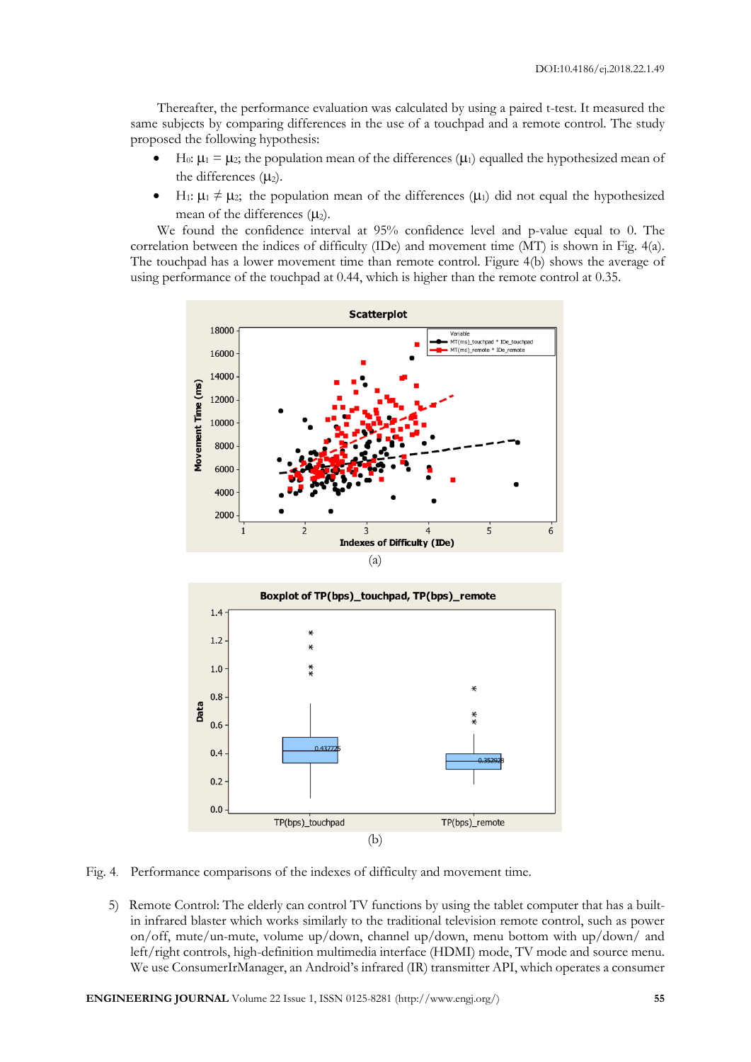Thereafter, the performance evaluation was calculated by using a paired t-test. It measured the same subjects by comparing differences in the use of a touchpad and a remote control. The study proposed the following hypothesis:

- $H_0$: $\mu_1 = \mu_2$; the population mean of the differences ($\mu_1$) equalled the hypothesized mean of the differences ($\mu_2$).
- $H_1$: $\mu_1 \neq \mu_2$; the population mean of the differences ($\mu_1$) did not equal the hypothesized mean of the differences ($\mu_2$).

We found the confidence interval at 95% confidence level and p-value equal to 0. The correlation between the indices of difficulty (IDe) and movement time (MT) is shown in Fig. 4(a). The touchpad has a lower movement time than remote control. Figure 4(b) shows the average of using performance of the touchpad at 0.44, which is higher than the remote control at 0.35.

(a)

(b)

Fig. 4. Performance comparisons of the indexes of difficulty and movement time.

5) Remote Control: The elderly can control TV functions by using the tablet computer that has a built-in infrared blaster which works similarly to the traditional television remote control, such as power on/off, mute/un-mute, volume up/down, channel up/down, menu bottom with up/down/ and left/right controls, high-definition multimedia interface (HDMI) mode, TV mode and source menu. We use ConsumerIrManager, an Android's infrared (IR) transmitter API, which operates a consumer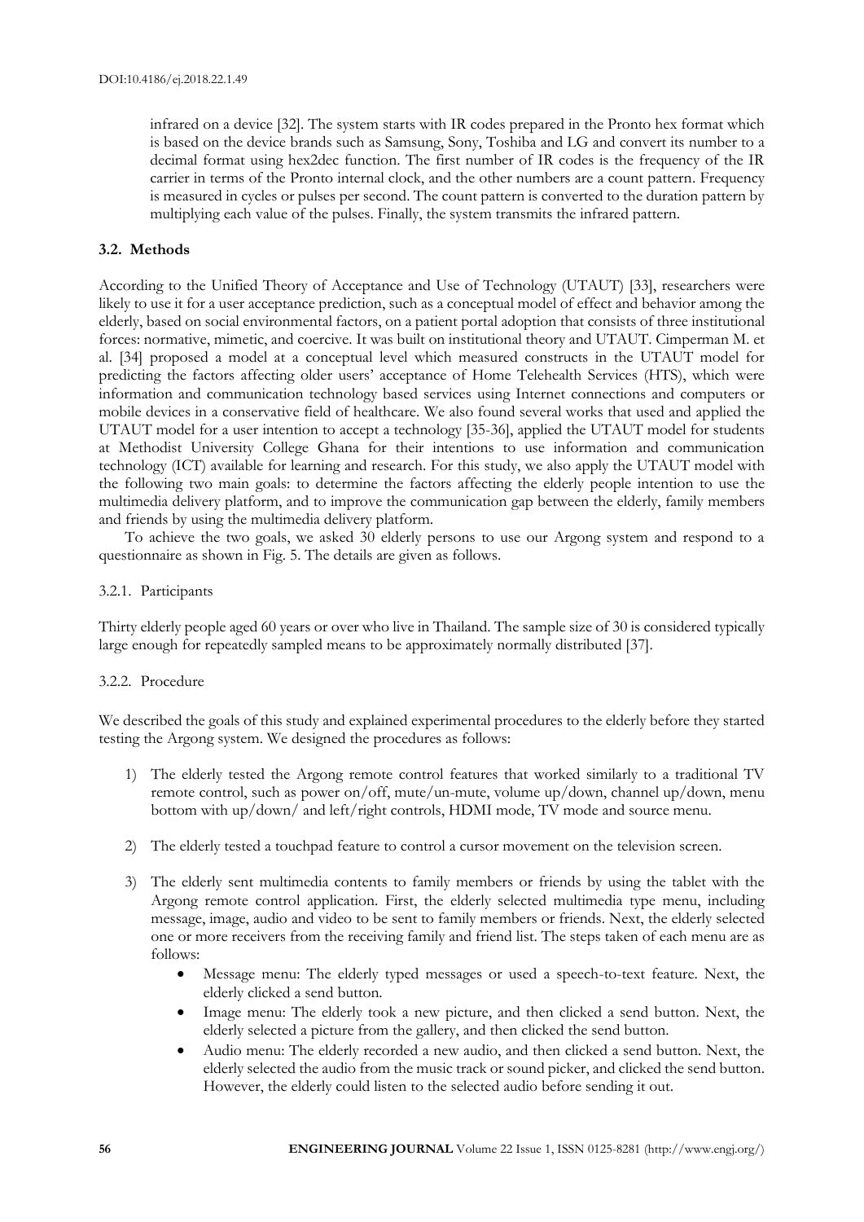infrared on a device [32]. The system starts with IR codes prepared in the Pronto hex format which is based on the device brands such as Samsung, Sony, Toshiba and LG and convert its number to a decimal format using hex2dec function. The first number of IR codes is the frequency of the IR carrier in terms of the Pronto internal clock, and the other numbers are a count pattern. Frequency is measured in cycles or pulses per second. The count pattern is converted to the duration pattern by multiplying each value of the pulses. Finally, the system transmits the infrared pattern.

### 3.2. Methods

According to the Unified Theory of Acceptance and Use of Technology (UTAUT) [33], researchers were likely to use it for a user acceptance prediction, such as a conceptual model of effect and behavior among the elderly, based on social environmental factors, on a patient portal adoption that consists of three institutional forces: normative, mimetic, and coercive. It was built on institutional theory and UTAUT. Cimperman M. et al. [34] proposed a model at a conceptual level which measured constructs in the UTAUT model for predicting the factors affecting older users' acceptance of Home Telehealth Services (HTS), which were information and communication technology based services using Internet connections and computers or mobile devices in a conservative field of healthcare. We also found several works that used and applied the UTAUT model for a user intention to accept a technology [35-36], applied the UTAUT model for students at Methodist University College Ghana for their intentions to use information and communication technology (ICT) available for learning and research. For this study, we also apply the UTAUT model with the following two main goals: to determine the factors affecting the elderly people intention to use the multimedia delivery platform, and to improve the communication gap between the elderly, family members and friends by using the multimedia delivery platform.

To achieve the two goals, we asked 30 elderly persons to use our Argong system and respond to a questionnaire as shown in Fig. 5. The details are given as follows.

#### 3.2.1. Participants

Thirty elderly people aged 60 years or over who live in Thailand. The sample size of 30 is considered typically large enough for repeatedly sampled means to be approximately normally distributed [37].

#### 3.2.2. Procedure

We described the goals of this study and explained experimental procedures to the elderly before they started testing the Argong system. We designed the procedures as follows:

1) The elderly tested the Argong remote control features that worked similarly to a traditional TV remote control, such as power on/off, mute/un-mute, volume up/down, channel up/down, menu bottom with up/down/ and left/right controls, HDMI mode, TV mode and source menu.

2) The elderly tested a touchpad feature to control a cursor movement on the television screen.

3) The elderly sent multimedia contents to family members or friends by using the tablet with the Argong remote control application. First, the elderly selected multimedia type menu, including message, image, audio and video to be sent to family members or friends. Next, the elderly selected one or more receivers from the receiving family and friend list. The steps taken of each menu are as follows:
    - Message menu: The elderly typed messages or used a speech-to-text feature. Next, the elderly clicked a send button.
    - Image menu: The elderly took a new picture, and then clicked a send button. Next, the elderly selected a picture from the gallery, and then clicked the send button.
    - Audio menu: The elderly recorded a new audio, and then clicked a send button. Next, the elderly selected the audio from the music track or sound picker, and clicked the send button. However, the elderly could listen to the selected audio before sending it out.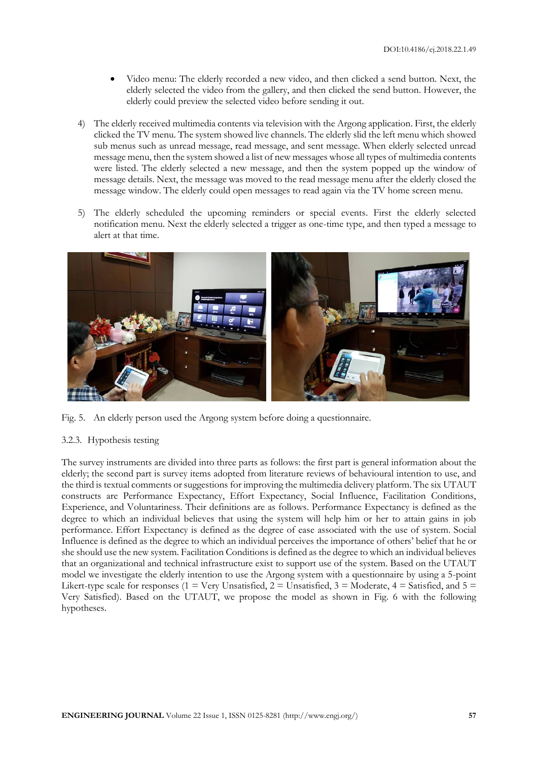- Video menu: The elderly recorded a new video, and then clicked a send button. Next, the elderly selected the video from the gallery, and then clicked the send button. However, the elderly could preview the selected video before sending it out.

4) The elderly received multimedia contents via television with the Argong application. First, the elderly clicked the TV menu. The system showed live channels. The elderly slid the left menu which showed sub menus such as unread message, read message, and sent message. When elderly selected unread message menu, then the system showed a list of new messages whose all types of multimedia contents were listed. The elderly selected a new message, and then the system popped up the window of message details. Next, the message was moved to the read message menu after the elderly closed the message window. The elderly could open messages to read again via the TV home screen menu.

5) The elderly scheduled the upcoming reminders or special events. First the elderly selected notification menu. Next the elderly selected a trigger as one-time type, and then typed a message to alert at that time.

Fig. 5. An elderly person used the Argong system before doing a questionnaire.

### 3.2.3. Hypothesis testing

The survey instruments are divided into three parts as follows: the first part is general information about the elderly; the second part is survey items adopted from literature reviews of behavioural intention to use, and the third is textual comments or suggestions for improving the multimedia delivery platform. The six UTAUT constructs are Performance Expectancy, Effort Expectancy, Social Influence, Facilitation Conditions, Experience, and Voluntariness. Their definitions are as follows. Performance Expectancy is defined as the degree to which an individual believes that using the system will help him or her to attain gains in job performance. Effort Expectancy is defined as the degree of ease associated with the use of system. Social Influence is defined as the degree to which an individual perceives the importance of others' belief that he or she should use the new system. Facilitation Conditions is defined as the degree to which an individual believes that an organizational and technical infrastructure exist to support use of the system. Based on the UTAUT model we investigate the elderly intention to use the Argong system with a questionnaire by using a 5-point Likert-type scale for responses (1 = Very Unsatisfied, 2 = Unsatisfied, 3 = Moderate, 4 = Satisfied, and 5 = Very Satisfied). Based on the UTAUT, we propose the model as shown in Fig. 6 with the following hypotheses.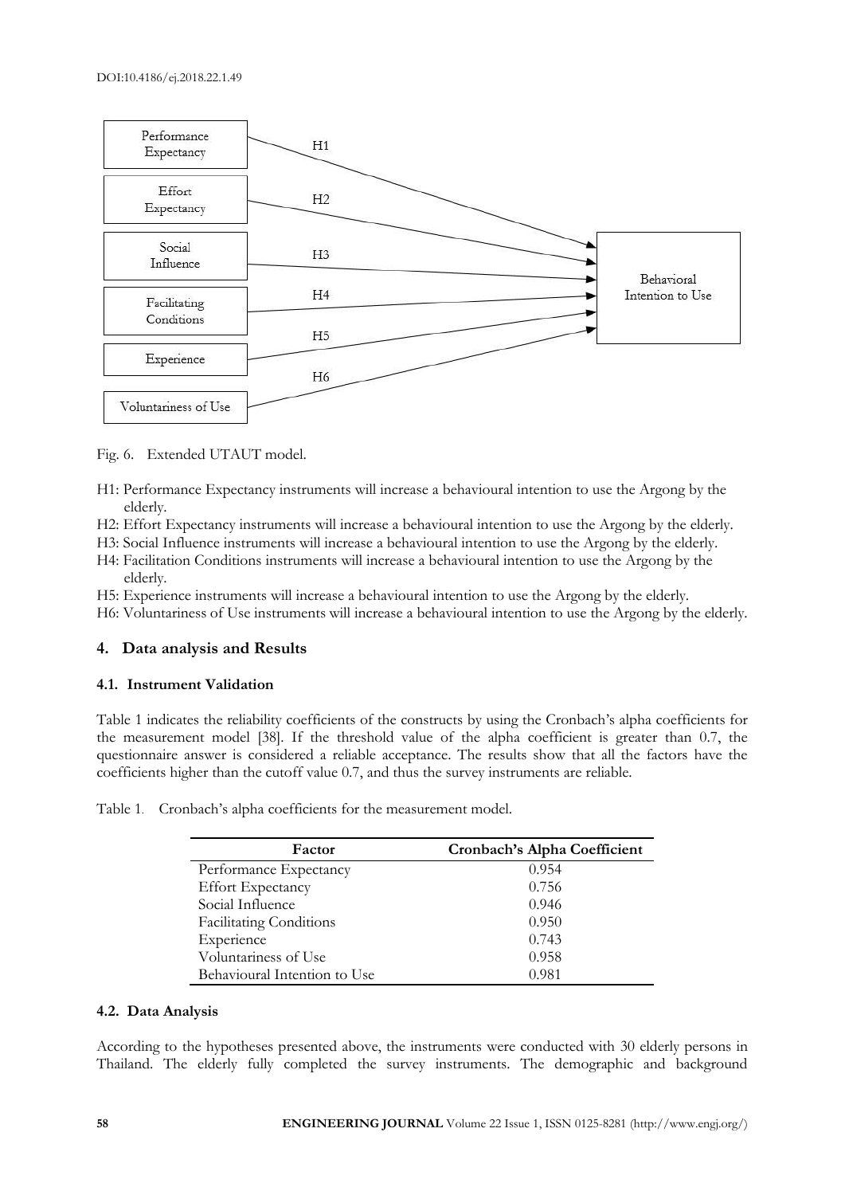DOI:10.4186/ej.2018.22.1.49

Fig. 6. Extended UTAUT model.

H1: Performance Expectancy instruments will increase a behavioural intention to use the Argong by the elderly.

H2: Effort Expectancy instruments will increase a behavioural intention to use the Argong by the elderly.

H3: Social Influence instruments will increase a behavioural intention to use the Argong by the elderly.

H4: Facilitation Conditions instruments will increase a behavioural intention to use the Argong by the elderly.

H5: Experience instruments will increase a behavioural intention to use the Argong by the elderly.

H6: Voluntariness of Use instruments will increase a behavioural intention to use the Argong by the elderly.

## 4. Data analysis and Results

### 4.1. Instrument Validation

Table 1 indicates the reliability coefficients of the constructs by using the Cronbach's alpha coefficients for the measurement model [38]. If the threshold value of the alpha coefficient is greater than 0.7, the questionnaire answer is considered a reliable acceptance. The results show that all the factors have the coefficients higher than the cutoff value 0.7, and thus the survey instruments are reliable.

Table 1. Cronbach's alpha coefficients for the measurement model.

| Factor | Cronbach's Alpha Coefficient |
|---|---|
| Performance Expectancy | 0.954 |
| Effort Expectancy | 0.756 |
| Social Influence | 0.946 |
| Facilitating Conditions | 0.950 |
| Experience | 0.743 |
| Voluntariness of Use | 0.958 |
| Behavioural Intention to Use | 0.981 |

### 4.2. Data Analysis

According to the hypotheses presented above, the instruments were conducted with 30 elderly persons in Thailand. The elderly fully completed the survey instruments. The demographic and background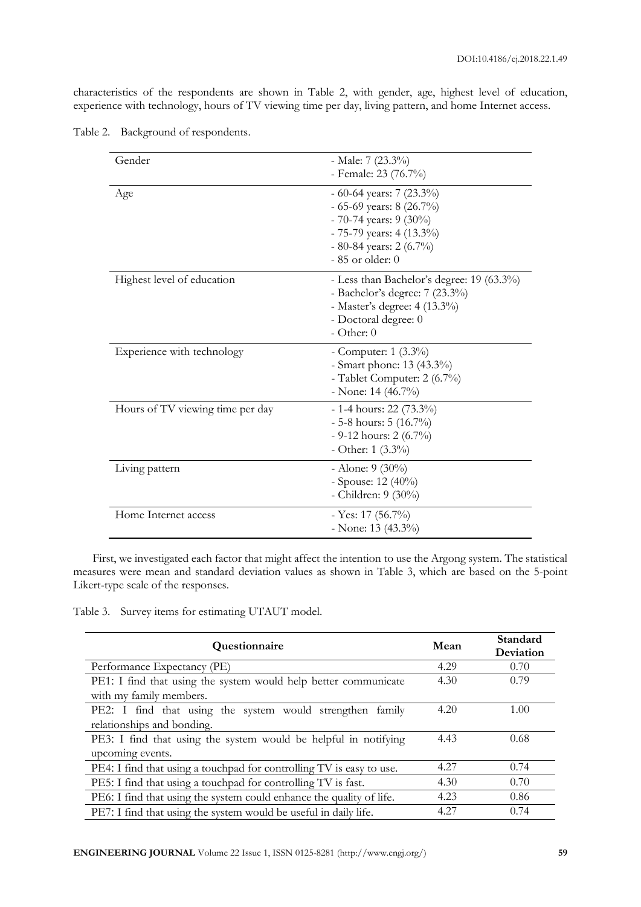characteristics of the respondents are shown in Table 2, with gender, age, highest level of education, experience with technology, hours of TV viewing time per day, living pattern, and home Internet access.

Table 2. Background of respondents.

| | |
|---|---|
| Gender | - Male: 7 (23.3%)<br>- Female: 23 (76.7%) |
| Age | - 60-64 years: 7 (23.3%)<br>- 65-69 years: 8 (26.7%)<br>- 70-74 years: 9 (30%)<br>- 75-79 years: 4 (13.3%)<br>- 80-84 years: 2 (6.7%)<br>- 85 or older: 0 |
| Highest level of education | - Less than Bachelor's degree: 19 (63.3%)<br>- Bachelor's degree: 7 (23.3%)<br>- Master's degree: 4 (13.3%)<br>- Doctoral degree: 0<br>- Other: 0 |
| Experience with technology | - Computer: 1 (3.3%)<br>- Smart phone: 13 (43.3%)<br>- Tablet Computer: 2 (6.7%)<br>- None: 14 (46.7%) |
| Hours of TV viewing time per day | - 1-4 hours: 22 (73.3%)<br>- 5-8 hours: 5 (16.7%)<br>- 9-12 hours: 2 (6.7%)<br>- Other: 1 (3.3%) |
| Living pattern | - Alone: 9 (30%)<br>- Spouse: 12 (40%)<br>- Children: 9 (30%) |
| Home Internet access | - Yes: 17 (56.7%)<br>- None: 13 (43.3%) |

First, we investigated each factor that might affect the intention to use the Argong system. The statistical measures were mean and standard deviation values as shown in Table 3, which are based on the 5-point Likert-type scale of the responses.

Table 3. Survey items for estimating UTAUT model.

| Questionnaire | Mean | Standard Deviation |
|---|---|---|
| Performance Expectancy (PE) | 4.29 | 0.70 |
| PE1: I find that using the system would help better communicate with my family members. | 4.30 | 0.79 |
| PE2: I find that using the system would strengthen family relationships and bonding. | 4.20 | 1.00 |
| PE3: I find that using the system would be helpful in notifying upcoming events. | 4.43 | 0.68 |
| PE4: I find that using a touchpad for controlling TV is easy to use. | 4.27 | 0.74 |
| PE5: I find that using a touchpad for controlling TV is fast. | 4.30 | 0.70 |
| PE6: I find that using the system could enhance the quality of life. | 4.23 | 0.86 |
| PE7: I find that using the system would be useful in daily life. | 4.27 | 0.74 |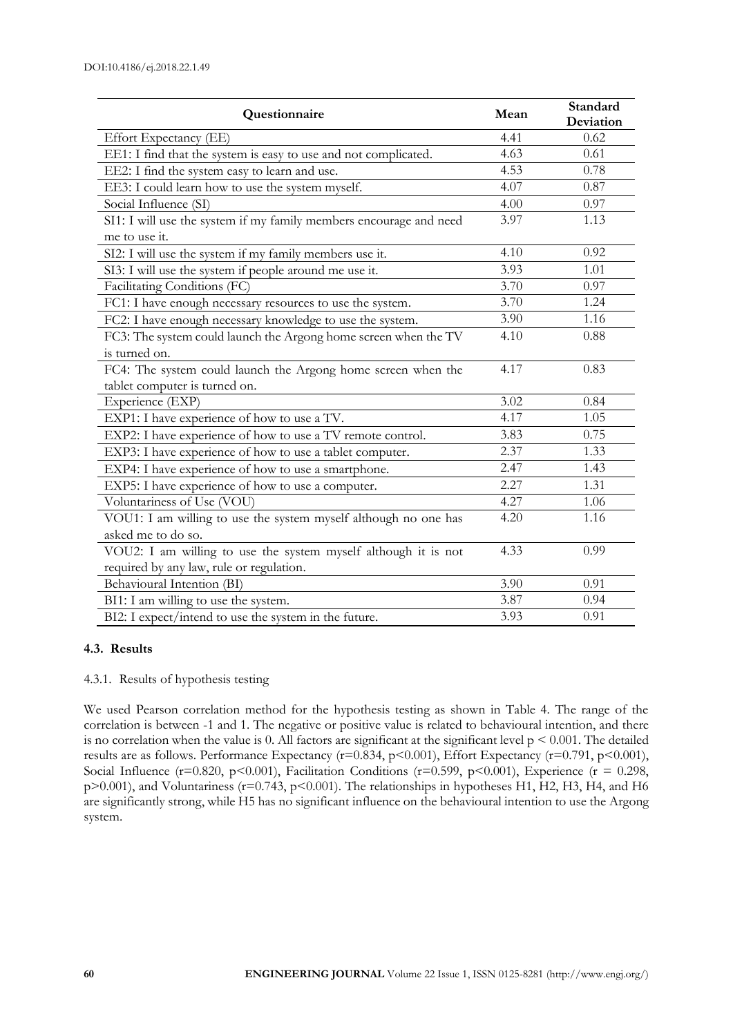| Questionnaire | Mean | Standard Deviation |
|---|---|---|
| Effort Expectancy (EE) | 4.41 | 0.62 |
| EE1: I find that the system is easy to use and not complicated. | 4.63 | 0.61 |
| EE2: I find the system easy to learn and use. | 4.53 | 0.78 |
| EE3: I could learn how to use the system myself. | 4.07 | 0.87 |
| Social Influence (SI) | 4.00 | 0.97 |
| SI1: I will use the system if my family members encourage and need me to use it. | 3.97 | 1.13 |
| SI2: I will use the system if my family members use it. | 4.10 | 0.92 |
| SI3: I will use the system if people around me use it. | 3.93 | 1.01 |
| Facilitating Conditions (FC) | 3.70 | 0.97 |
| FC1: I have enough necessary resources to use the system. | 3.70 | 1.24 |
| FC2: I have enough necessary knowledge to use the system. | 3.90 | 1.16 |
| FC3: The system could launch the Argong home screen when the TV is turned on. | 4.10 | 0.88 |
| FC4: The system could launch the Argong home screen when the tablet computer is turned on. | 4.17 | 0.83 |
| Experience (EXP) | 3.02 | 0.84 |
| EXP1: I have experience of how to use a TV. | 4.17 | 1.05 |
| EXP2: I have experience of how to use a TV remote control. | 3.83 | 0.75 |
| EXP3: I have experience of how to use a tablet computer. | 2.37 | 1.33 |
| EXP4: I have experience of how to use a smartphone. | 2.47 | 1.43 |
| EXP5: I have experience of how to use a computer. | 2.27 | 1.31 |
| Voluntariness of Use (VOU) | 4.27 | 1.06 |
| VOU1: I am willing to use the system myself although no one has asked me to do so. | 4.20 | 1.16 |
| VOU2: I am willing to use the system myself although it is not required by any law, rule or regulation. | 4.33 | 0.99 |
| Behavioural Intention (BI) | 3.90 | 0.91 |
| BI1: I am willing to use the system. | 3.87 | 0.94 |
| BI2: I expect/intend to use the system in the future. | 3.93 | 0.91 |

### 4.3. Results

#### 4.3.1. Results of hypothesis testing

We used Pearson correlation method for the hypothesis testing as shown in Table 4. The range of the correlation is between -1 and 1. The negative or positive value is related to behavioural intention, and there is no correlation when the value is 0. All factors are significant at the significant level $p < 0.001$. The detailed results are as follows. Performance Expectancy ($r=0.834$, $p<0.001$), Effort Expectancy ($r=0.791$, $p<0.001$), Social Influence ($r=0.820$, $p<0.001$), Facilitation Conditions ($r=0.599$, $p<0.001$), Experience ($r = 0.298$, $p>0.001$), and Voluntariness ($r=0.743$, $p<0.001$). The relationships in hypotheses H1, H2, H3, H4, and H6 are significantly strong, while H5 has no significant influence on the behavioural intention to use the Argong system.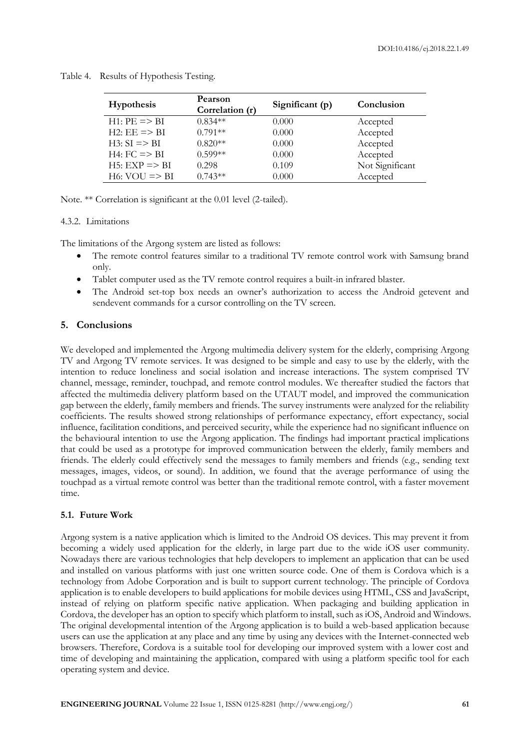Table 4. Results of Hypothesis Testing.

| Hypothesis | Pearson Correlation (r) | Significant (p) | Conclusion |
|---|---|---|---|
| H1: PE => BI | 0.834** | 0.000 | Accepted |
| H2: EE => BI | 0.791** | 0.000 | Accepted |
| H3: SI => BI | 0.820** | 0.000 | Accepted |
| H4: FC => BI | 0.599** | 0.000 | Accepted |
| H5: EXP => BI | 0.298 | 0.109 | Not Significant |
| H6: VOU => BI | 0.743** | 0.000 | Accepted |

Note. ** Correlation is significant at the 0.01 level (2-tailed).

#### 4.3.2. Limitations

The limitations of the Argong system are listed as follows:

- The remote control features similar to a traditional TV remote control work with Samsung brand only.
- Tablet computer used as the TV remote control requires a built-in infrared blaster.
- The Android set-top box needs an owner's authorization to access the Android getevent and sendevent commands for a cursor controlling on the TV screen.

## 5. Conclusions

We developed and implemented the Argong multimedia delivery system for the elderly, comprising Argong TV and Argong TV remote services. It was designed to be simple and easy to use by the elderly, with the intention to reduce loneliness and social isolation and increase interactions. The system comprised TV channel, message, reminder, touchpad, and remote control modules. We thereafter studied the factors that affected the multimedia delivery platform based on the UTAUT model, and improved the communication gap between the elderly, family members and friends. The survey instruments were analyzed for the reliability coefficients. The results showed strong relationships of performance expectancy, effort expectancy, social influence, facilitation conditions, and perceived security, while the experience had no significant influence on the behavioural intention to use the Argong application. The findings had important practical implications that could be used as a prototype for improved communication between the elderly, family members and friends. The elderly could effectively send the messages to family members and friends (e.g., sending text messages, images, videos, or sound). In addition, we found that the average performance of using the touchpad as a virtual remote control was better than the traditional remote control, with a faster movement time.

### 5.1. Future Work

Argong system is a native application which is limited to the Android OS devices. This may prevent it from becoming a widely used application for the elderly, in large part due to the wide iOS user community. Nowadays there are various technologies that help developers to implement an application that can be used and installed on various platforms with just one written source code. One of them is Cordova which is a technology from Adobe Corporation and is built to support current technology. The principle of Cordova application is to enable developers to build applications for mobile devices using HTML, CSS and JavaScript, instead of relying on platform specific native application. When packaging and building application in Cordova, the developer has an option to specify which platform to install, such as iOS, Android and Windows. The original developmental intention of the Argong application is to build a web-based application because users can use the application at any place and any time by using any devices with the Internet-connected web browsers. Therefore, Cordova is a suitable tool for developing our improved system with a lower cost and time of developing and maintaining the application, compared with using a platform specific tool for each operating system and device.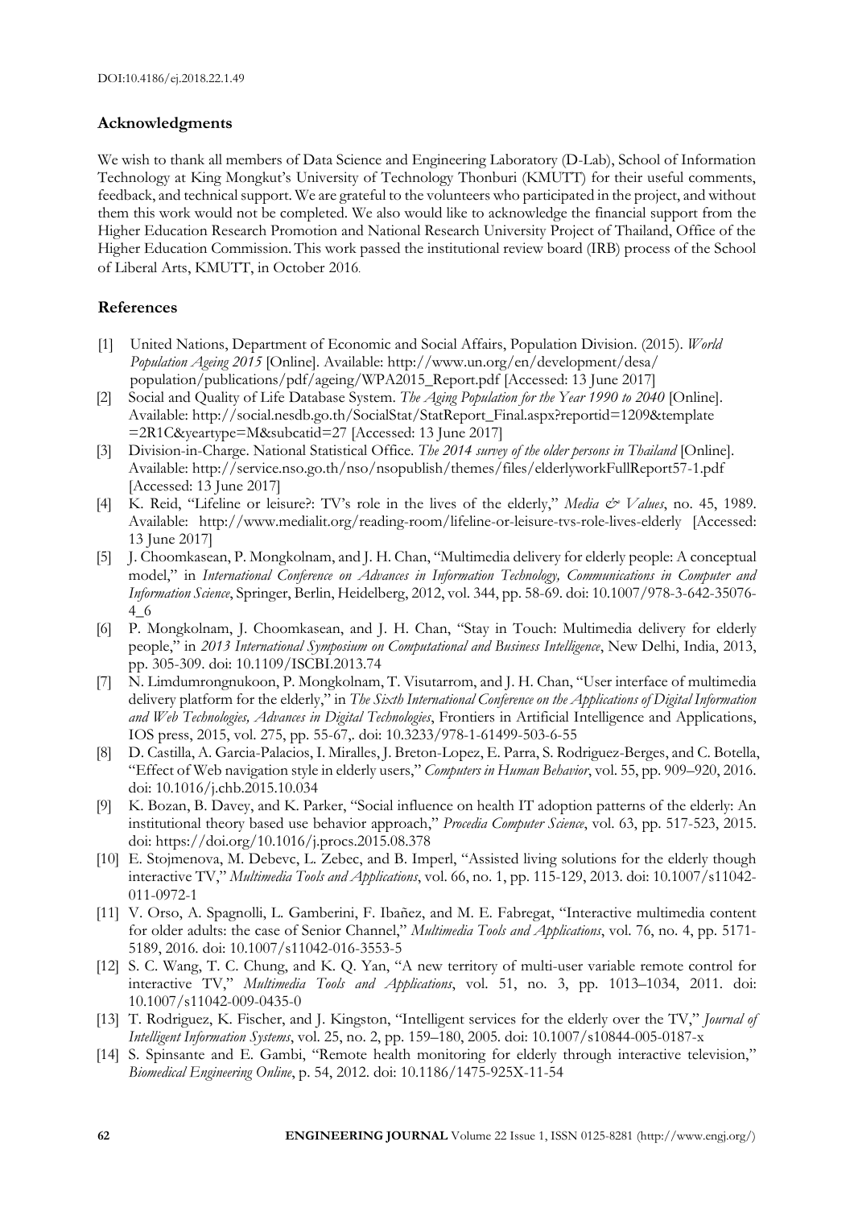## Acknowledgments

We wish to thank all members of Data Science and Engineering Laboratory (D-Lab), School of Information Technology at King Mongkut's University of Technology Thonburi (KMUTT) for their useful comments, feedback, and technical support. We are grateful to the volunteers who participated in the project, and without them this work would not be completed. We also would like to acknowledge the financial support from the Higher Education Research Promotion and National Research University Project of Thailand, Office of the Higher Education Commission. This work passed the institutional review board (IRB) process of the School of Liberal Arts, KMUTT, in October 2016.

## References

[1] United Nations, Department of Economic and Social Affairs, Population Division. (2015). *World Population Ageing 2015* [Online]. Available: http://www.un.org/en/development/desa/population/publications/pdf/ageing/WPA2015_Report.pdf [Accessed: 13 June 2017]

[2] Social and Quality of Life Database System. *The Aging Population for the Year 1990 to 2040* [Online]. Available: http://social.nesdb.go.th/SocialStat/StatReport_Final.aspx?reportid=1209&template=2R1C&yeartype=M&subcatid=27 [Accessed: 13 June 2017]

[3] Division-in-Charge. National Statistical Office. *The 2014 survey of the older persons in Thailand* [Online]. Available: http://service.nso.go.th/nso/nsopublish/themes/files/elderlyworkFullReport57-1.pdf [Accessed: 13 June 2017]

[4] K. Reid, "Lifeline or leisure?: TV's role in the lives of the elderly," *Media & Values*, no. 45, 1989. Available: http://www.medialit.org/reading-room/lifeline-or-leisure-tvs-role-lives-elderly [Accessed: 13 June 2017]

[5] J. Choomkasean, P. Mongkolnam, and J. H. Chan, "Multimedia delivery for elderly people: A conceptual model," in *International Conference on Advances in Information Technology, Communications in Computer and Information Science*, Springer, Berlin, Heidelberg, 2012, vol. 344, pp. 58-69. doi: 10.1007/978-3-642-35076-4_6

[6] P. Mongkolnam, J. Choomkasean, and J. H. Chan, "Stay in Touch: Multimedia delivery for elderly people," in *2013 International Symposium on Computational and Business Intelligence*, New Delhi, India, 2013, pp. 305-309. doi: 10.1109/ISCBI.2013.74

[7] N. Limdumrongnukoon, P. Mongkolnam, T. Visutarrom, and J. H. Chan, "User interface of multimedia delivery platform for the elderly," in *The Sixth International Conference on the Applications of Digital Information and Web Technologies, Advances in Digital Technologies*, Frontiers in Artificial Intelligence and Applications, IOS press, 2015, vol. 275, pp. 55-67,. doi: 10.3233/978-1-61499-503-6-55

[8] D. Castilla, A. Garcia-Palacios, I. Miralles, J. Breton-Lopez, E. Parra, S. Rodriguez-Berges, and C. Botella, "Effect of Web navigation style in elderly users," *Computers in Human Behavior*, vol. 55, pp. 909–920, 2016. doi: 10.1016/j.chb.2015.10.034

[9] K. Bozan, B. Davey, and K. Parker, "Social influence on health IT adoption patterns of the elderly: An institutional theory based use behavior approach," *Procedia Computer Science*, vol. 63, pp. 517-523, 2015. doi: https://doi.org/10.1016/j.procs.2015.08.378

[10] E. Stojmenova, M. Debevc, L. Zebec, and B. Imperl, "Assisted living solutions for the elderly though interactive TV," *Multimedia Tools and Applications*, vol. 66, no. 1, pp. 115-129, 2013. doi: 10.1007/s11042-011-0972-1

[11] V. Orso, A. Spagnolli, L. Gamberini, F. Ibañez, and M. E. Fabregat, "Interactive multimedia content for older adults: the case of Senior Channel," *Multimedia Tools and Applications*, vol. 76, no. 4, pp. 5171-5189, 2016. doi: 10.1007/s11042-016-3553-5

[12] S. C. Wang, T. C. Chung, and K. Q. Yan, "A new territory of multi-user variable remote control for interactive TV," *Multimedia Tools and Applications*, vol. 51, no. 3, pp. 1013–1034, 2011. doi: 10.1007/s11042-009-0435-0

[13] T. Rodriguez, K. Fischer, and J. Kingston, "Intelligent services for the elderly over the TV," *Journal of Intelligent Information Systems*, vol. 25, no. 2, pp. 159–180, 2005. doi: 10.1007/s10844-005-0187-x

[14] S. Spinsante and E. Gambi, "Remote health monitoring for elderly through interactive television," *Biomedical Engineering Online*, p. 54, 2012. doi: 10.1186/1475-925X-11-54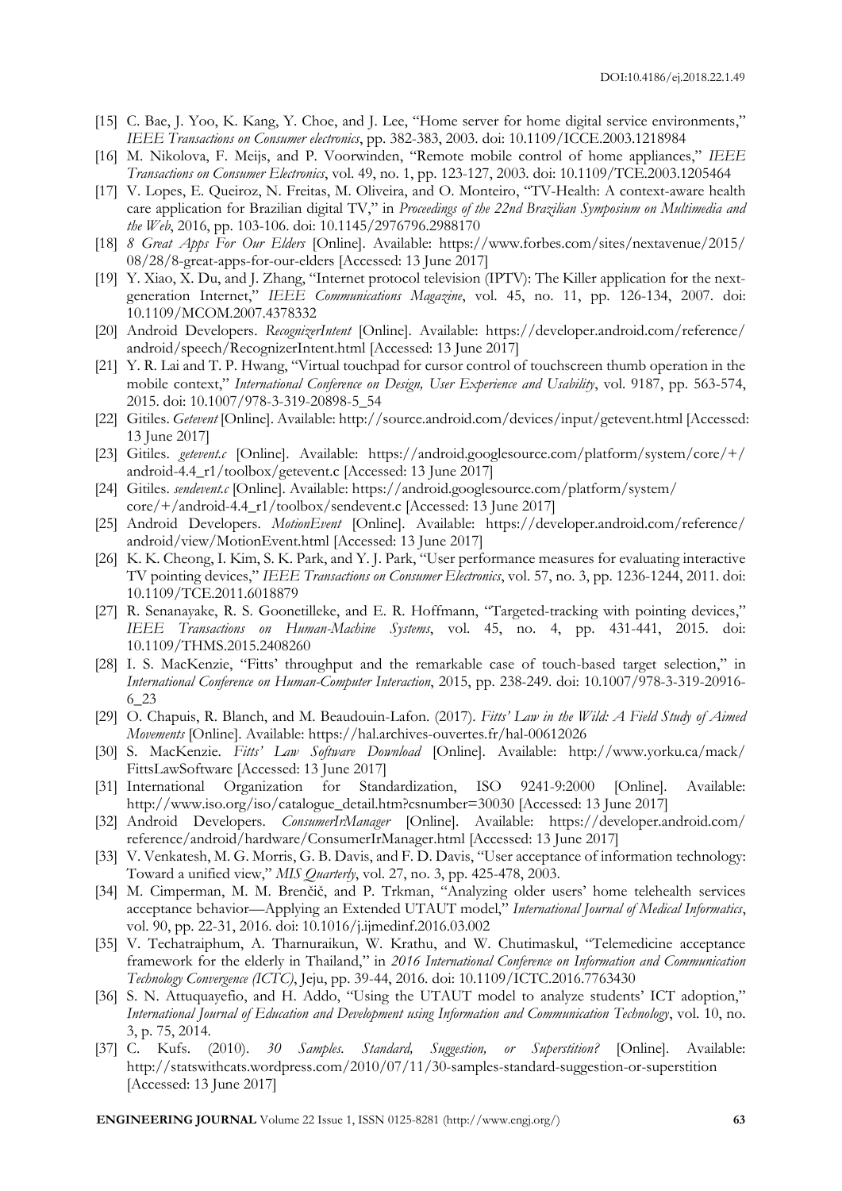[15] C. Bae, J. Yoo, K. Kang, Y. Choe, and J. Lee, "Home server for home digital service environments," *IEEE Transactions on Consumer electronics*, pp. 382-383, 2003. doi: 10.1109/ICCE.2003.1218984

[16] M. Nikolova, F. Meijs, and P. Voorwinden, "Remote mobile control of home appliances," *IEEE Transactions on Consumer Electronics*, vol. 49, no. 1, pp. 123-127, 2003. doi: 10.1109/TCE.2003.1205464

[17] V. Lopes, E. Queiroz, N. Freitas, M. Oliveira, and O. Monteiro, "TV-Health: A context-aware health care application for Brazilian digital TV," in *Proceedings of the 22nd Brazilian Symposium on Multimedia and the Web*, 2016, pp. 103-106. doi: 10.1145/2976796.2988170

[18] *8 Great Apps For Our Elders* [Online]. Available: https://www.forbes.com/sites/nextavenue/2015/08/28/8-great-apps-for-our-elders [Accessed: 13 June 2017]

[19] Y. Xiao, X. Du, and J. Zhang, "Internet protocol television (IPTV): The Killer application for the next-generation Internet," *IEEE Communications Magazine*, vol. 45, no. 11, pp. 126-134, 2007. doi: 10.1109/MCOM.2007.4378332

[20] Android Developers. *RecognizerIntent* [Online]. Available: https://developer.android.com/reference/android/speech/RecognizerIntent.html [Accessed: 13 June 2017]

[21] Y. R. Lai and T. P. Hwang, "Virtual touchpad for cursor control of touchscreen thumb operation in the mobile context," *International Conference on Design, User Experience and Usability*, vol. 9187, pp. 563-574, 2015. doi: 10.1007/978-3-319-20898-5_54

[22] Gitiles. *Getevent* [Online]. Available: http://source.android.com/devices/input/getevent.html [Accessed: 13 June 2017]

[23] Gitiles. *getevent.c* [Online]. Available: https://android.googlesource.com/platform/system/core/+/android-4.4_r1/toolbox/getevent.c [Accessed: 13 June 2017]

[24] Gitiles. *sendevent.c* [Online]. Available: https://android.googlesource.com/platform/system/core/+/android-4.4_r1/toolbox/sendevent.c [Accessed: 13 June 2017]

[25] Android Developers. *MotionEvent* [Online]. Available: https://developer.android.com/reference/android/view/MotionEvent.html [Accessed: 13 June 2017]

[26] K. K. Cheong, I. Kim, S. K. Park, and Y. J. Park, "User performance measures for evaluating interactive TV pointing devices," *IEEE Transactions on Consumer Electronics*, vol. 57, no. 3, pp. 1236-1244, 2011. doi: 10.1109/TCE.2011.6018879

[27] R. Senanayake, R. S. Goonetilleke, and E. R. Hoffmann, "Targeted-tracking with pointing devices," *IEEE Transactions on Human-Machine Systems*, vol. 45, no. 4, pp. 431-441, 2015. doi: 10.1109/THMS.2015.2408260

[28] I. S. MacKenzie, "Fitts' throughput and the remarkable case of touch-based target selection," in *International Conference on Human-Computer Interaction*, 2015, pp. 238-249. doi: 10.1007/978-3-319-20916-6_23

[29] O. Chapuis, R. Blanch, and M. Beaudouin-Lafon. (2017). *Fitts' Law in the Wild: A Field Study of Aimed Movements* [Online]. Available: https://hal.archives-ouvertes.fr/hal-00612026

[30] S. MacKenzie. *Fitts' Law Software Download* [Online]. Available: http://www.yorku.ca/mack/FittsLawSoftware [Accessed: 13 June 2017]

[31] International Organization for Standardization, ISO 9241-9:2000 [Online]. Available: http://www.iso.org/iso/catalogue_detail.htm?csnumber=30030 [Accessed: 13 June 2017]

[32] Android Developers. *ConsumerIrManager* [Online]. Available: https://developer.android.com/reference/android/hardware/ConsumerIrManager.html [Accessed: 13 June 2017]

[33] V. Venkatesh, M. G. Morris, G. B. Davis, and F. D. Davis, "User acceptance of information technology: Toward a unified view," *MIS Quarterly*, vol. 27, no. 3, pp. 425-478, 2003.

[34] M. Cimperman, M. M. Brenčič, and P. Trkman, "Analyzing older users' home telehealth services acceptance behavior—Applying an Extended UTAUT model," *International Journal of Medical Informatics*, vol. 90, pp. 22-31, 2016. doi: 10.1016/j.ijmedinf.2016.03.002

[35] V. Techatraiphum, A. Tharnuraikun, W. Krathu, and W. Chutimaskul, "Telemedicine acceptance framework for the elderly in Thailand," in *2016 International Conference on Information and Communication Technology Convergence (ICTC)*, Jeju, pp. 39-44, 2016. doi: 10.1109/ICTC.2016.7763430

[36] S. N. Attuquayefio, and H. Addo, "Using the UTAUT model to analyze students' ICT adoption," *International Journal of Education and Development using Information and Communication Technology*, vol. 10, no. 3, p. 75, 2014.

[37] C. Kufs. (2010). *30 Samples. Standard, Suggestion, or Superstition?* [Online]. Available: http://statswithcats.wordpress.com/2010/07/11/30-samples-standard-suggestion-or-superstition [Accessed: 13 June 2017]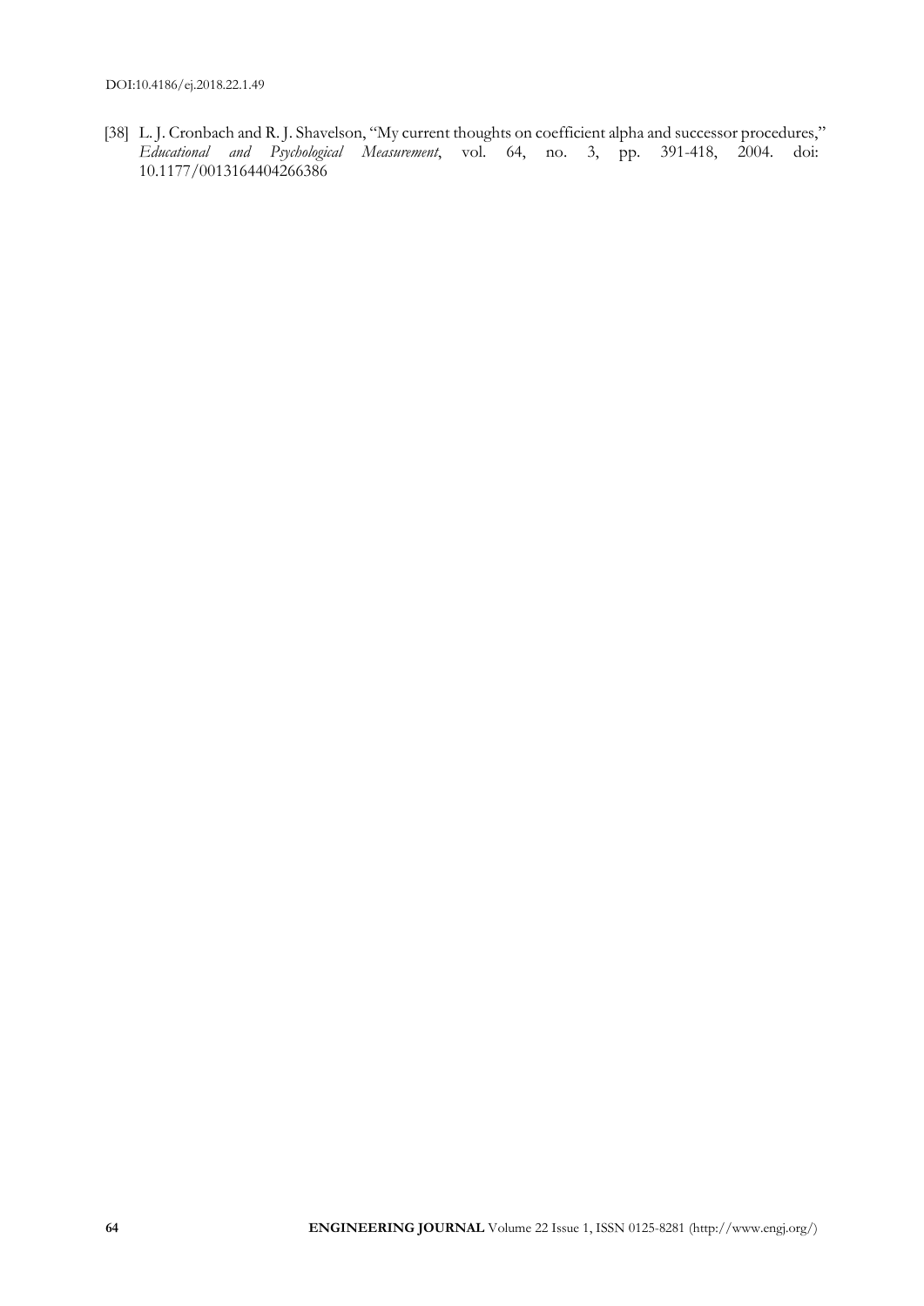[38] L. J. Cronbach and R. J. Shavelson, "My current thoughts on coefficient alpha and successor procedures," *Educational and Psychological Measurement*, vol. 64, no. 3, pp. 391-418, 2004. doi: 10.1177/0013164404266386